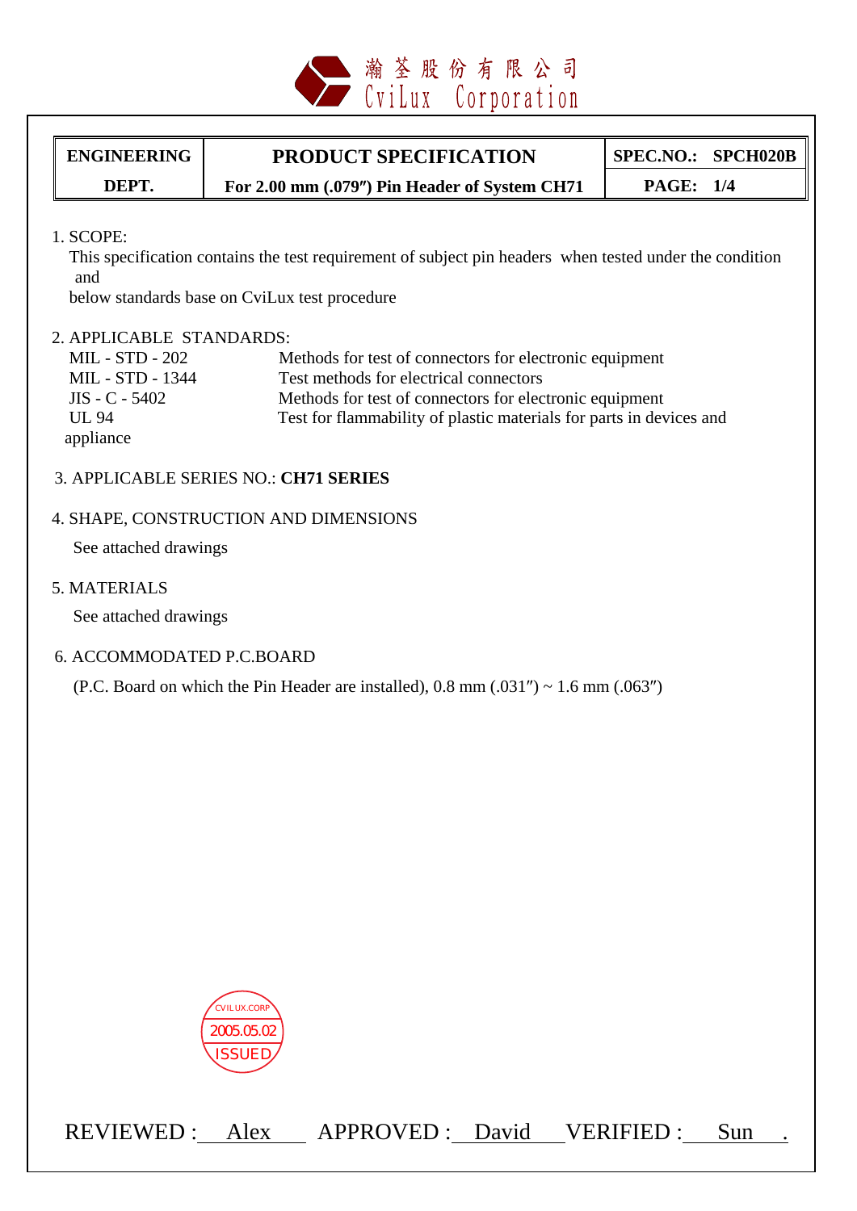瀚荃股份有限公司
CviLux Corporation

| ENGINEERING DEPT. | PRODUCT SPECIFICATION For 2.00 mm (.079″) Pin Header of System CH71 | SPEC.NO.: SPCH020B PAGE: 1/4 |
|---|---|---|

1. SCOPE:
   This specification contains the test requirement of subject pin headers when tested under the condition and below standards base on CviLux test procedure

2. APPLICABLE STANDARDS:

| | |
|---|---|
| MIL - STD - 202 | Methods for test of connectors for electronic equipment |
| MIL - STD - 1344 | Test methods for electrical connectors |
| JIS - C - 5402 | Methods for test of connectors for electronic equipment |
| UL 94 | Test for flammability of plastic materials for parts in devices and appliance |

3. APPLICABLE SERIES NO.: **CH71 SERIES**

4. SHAPE, CONSTRUCTION AND DIMENSIONS
   See attached drawings

5. MATERIALS
   See attached drawings

6. ACCOMMODATED P.C.BOARD
   (P.C. Board on which the Pin Header are installed), 0.8 mm (.031″) ~ 1.6 mm (.063″)

CVILUX.CORP 2005.05.02 ISSUED

REVIEWED : Alex APPROVED : David VERIFIED : Sun .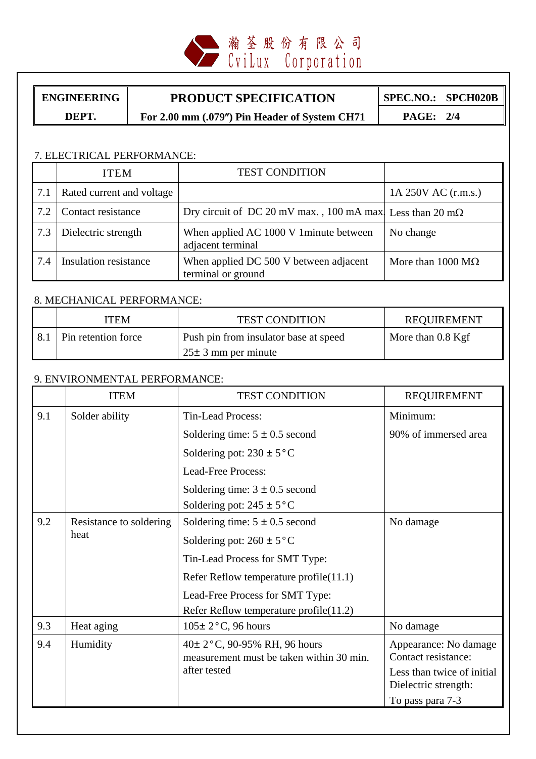瀚荃股份有限公司
CviLux Corporation

| ENGINEERING DEPT. | PRODUCT SPECIFICATION For 2.00 mm (.079″) Pin Header of System CH71 | SPEC.NO.: SPCH020B PAGE: 2/4 |
|---|---|---|

7. ELECTRICAL PERFORMANCE:

| | ITEM | TEST CONDITION | |
|---|---|---|---|
| 7.1 | Rated current and voltage | | 1A 250V AC (r.m.s.) |
| 7.2 | Contact resistance | Dry circuit of DC 20 mV max. , 100 mA max. | Less than 20 mΩ |
| 7.3 | Dielectric strength | When applied AC 1000 V 1minute between adjacent terminal | No change |
| 7.4 | Insulation resistance | When applied DC 500 V between adjacent terminal or ground | More than 1000 MΩ |

8. MECHANICAL PERFORMANCE:

| | ITEM | TEST CONDITION | REQUIREMENT |
|---|---|---|---|
| 8.1 | Pin retention force | Push pin from insulator base at speed 25± 3 mm per minute | More than 0.8 Kgf |

9. ENVIRONMENTAL PERFORMANCE:

| | ITEM | TEST CONDITION | REQUIREMENT |
|---|---|---|---|
| 9.1 | Solder ability | Tin-Lead Process:<br>Soldering time: 5 ± 0.5 second<br>Soldering pot: 230 ± 5°C<br>Lead-Free Process:<br>Soldering time: 3 ± 0.5 second<br>Soldering pot: 245 ± 5°C | Minimum:<br>90% of immersed area |
| 9.2 | Resistance to soldering heat | Soldering time: 5 ± 0.5 second<br>Soldering pot: 260 ± 5°C<br>Tin-Lead Process for SMT Type:<br>Refer Reflow temperature profile(11.1)<br>Lead-Free Process for SMT Type:<br>Refer Reflow temperature profile(11.2) | No damage |
| 9.3 | Heat aging | 105± 2°C, 96 hours | No damage |
| 9.4 | Humidity | 40± 2°C, 90-95% RH, 96 hours measurement must be taken within 30 min. after tested | Appearance: No damage<br>Contact resistance:<br>Less than twice of initial<br>Dielectric strength:<br>To pass para 7-3 |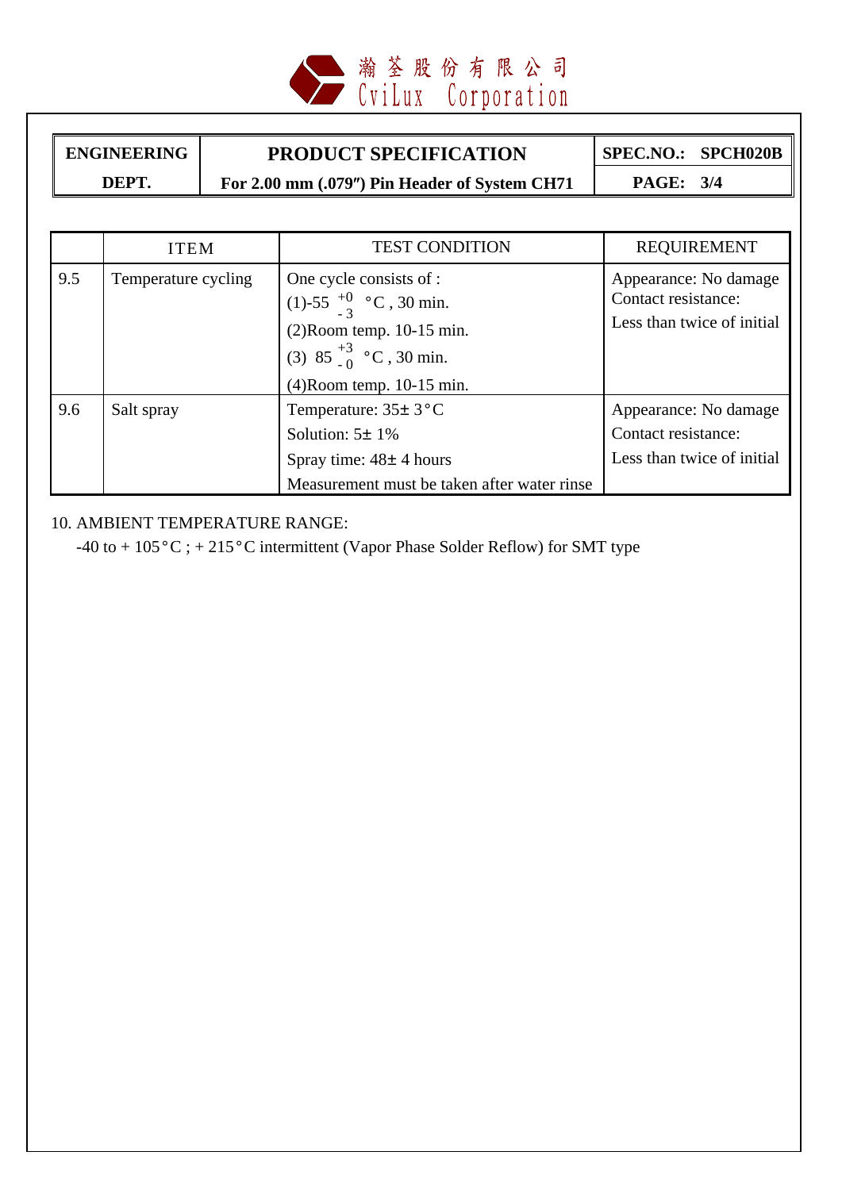瀚荃股份有限公司
CviLux Corporation

| ENGINEERING DEPT. | PRODUCT SPECIFICATION<br>For 2.00 mm (.079″) Pin Header of System CH71 | SPEC.NO.: SPCH020B<br>PAGE: 3/4 |
|---|---|---|

| | ITEM | TEST CONDITION | REQUIREMENT |
|---|---|---|---|
| 9.5 | Temperature cycling | One cycle consists of :<br>(1)-55 $^{+0}_{-3}$ °C , 30 min.<br>(2)Room temp. 10-15 min.<br>(3) 85 $^{+3}_{-0}$ °C , 30 min.<br>(4)Room temp. 10-15 min. | Appearance: No damage<br>Contact resistance:<br>Less than twice of initial |
| 9.6 | Salt spray | Temperature: 35± 3°C<br>Solution: 5± 1%<br>Spray time: 48± 4 hours<br>Measurement must be taken after water rinse | Appearance: No damage<br>Contact resistance:<br>Less than twice of initial |

10. AMBIENT TEMPERATURE RANGE:

-40 to + 105°C ; + 215°C intermittent (Vapor Phase Solder Reflow) for SMT type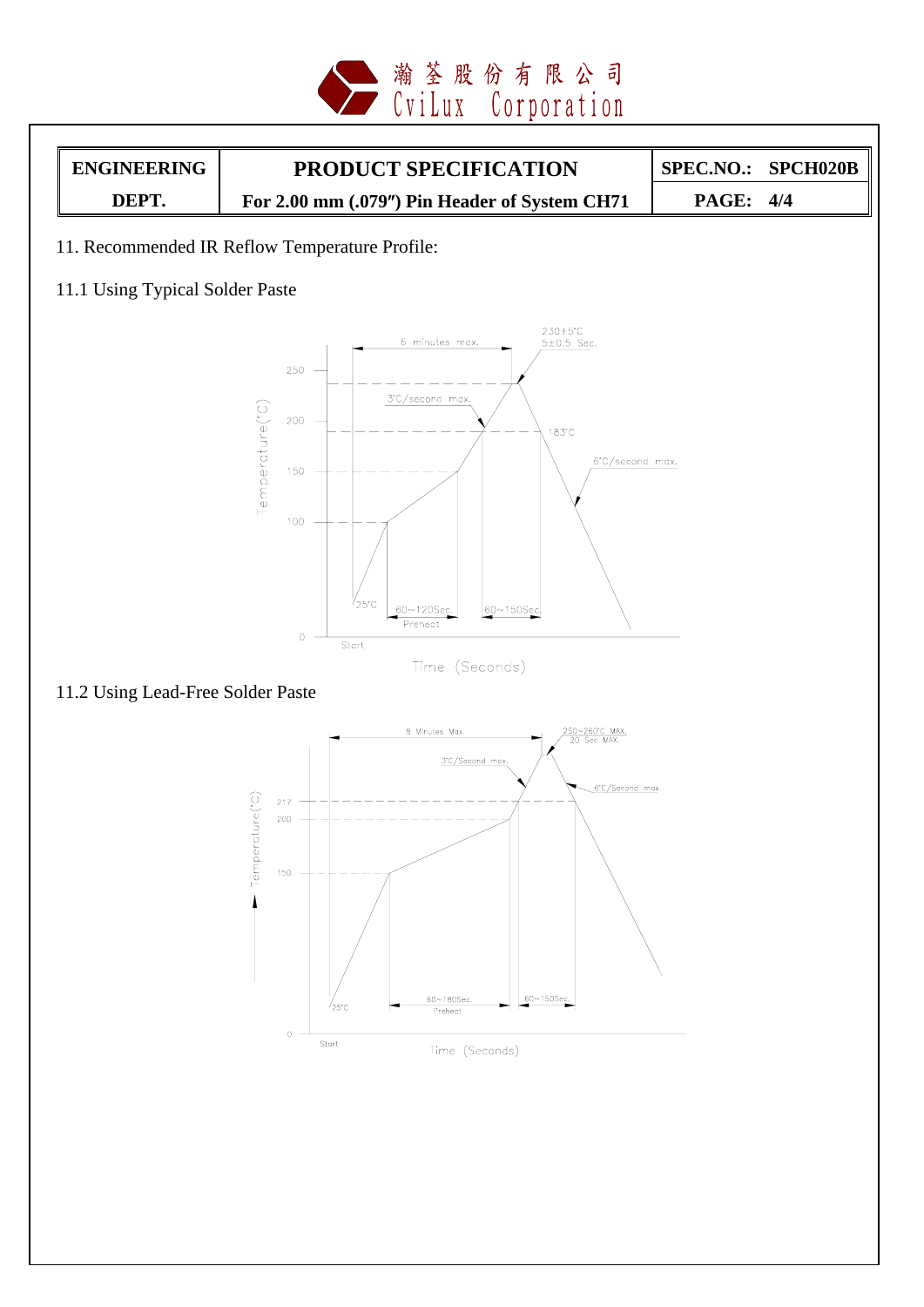瀚荃股份有限公司
CviLux Corporation

| ENGINEERING DEPT. | PRODUCT SPECIFICATION For 2.00 mm (.079″) Pin Header of System CH71 | SPEC.NO.: SPCH020B PAGE: 4/4 |
|---|---|---|

11. Recommended IR Reflow Temperature Profile:

11.1 Using Typical Solder Paste

6 minutes max.
230±5°C
5±0.5 Sec.
3°C/second max.
183°C
6°C/second max.
Temperature(°C)
250
200
150
100
0
25°C
60~120Sec.
Preheat
60~150Sec.
Start
Time (Seconds)

11.2 Using Lead-Free Solder Paste

8 Minutes Max.
250~260°C MAX.
20 Sec MAX.
3°C/Second max.
6°C/Second max.
Temperature(°C)
217
200
150
0
25°C
60~180Sec.
Preheat
60~150Sec.
Start
Time (Seconds)